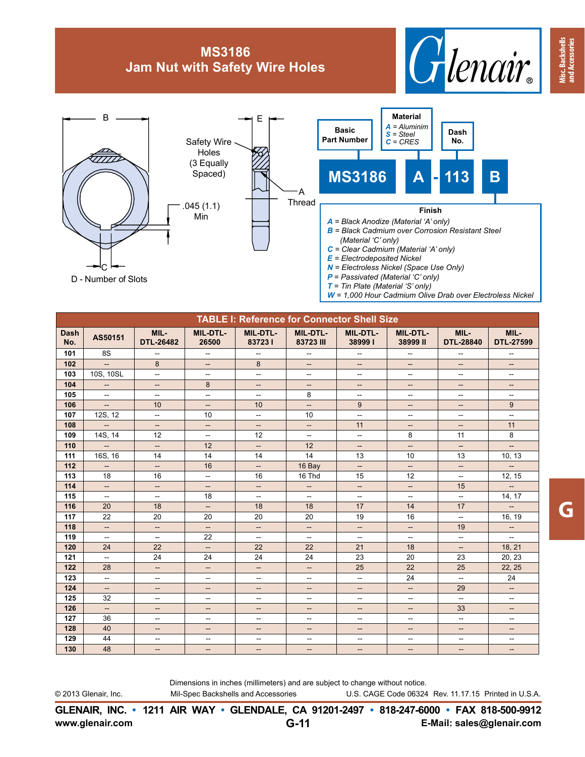# MS3186
## Jam Nut with Safety Wire Holes

B

E

Safety Wire Holes (3 Equally Spaced)

.045 (1.1) Min

A Thread

C

D - Number of Slots

**Basic Part Number** | **Material** *A = Aluminim*, *S = Steel*, *C = CRES* | **Dash No.**

**MS3186 A - 113 B**

**Finish**

- ***A*** = *Black Anodize (Material 'A' only)*
- ***B*** = *Black Cadmium over Corrosion Resistant Steel (Material 'C' only)*
- ***C*** = *Clear Cadmium (Material 'A' only)*
- ***E*** = *Electrodeposited Nickel*
- ***N*** = *Electroless Nickel (Space Use Only)*
- ***P*** = *Passivated (Material 'C' only)*
- ***T*** = *Tin Plate (Material 'S' only)*
- ***W*** = *1,000 Hour Cadmium Olive Drab over Electroless Nickel*

**TABLE I: Reference for Connector Shell Size**

| Dash No. | AS50151 | MIL-DTL-26482 | MIL-DTL-26500 | MIL-DTL-83723 I | MIL-DTL-83723 III | MIL-DTL-38999 I | MIL-DTL-38999 II | MIL-DTL-28840 | MIL-DTL-27599 |
|---|---|---|---|---|---|---|---|---|---|
| 101 | 8S | -- | -- | -- | -- | -- | -- | -- | -- |
| 102 | -- | 8 | -- | 8 | -- | -- | -- | -- | -- |
| 103 | 10S, 10SL | -- | -- | -- | -- | -- | -- | -- | -- |
| 104 | -- | -- | 8 | -- | -- | -- | -- | -- | -- |
| 105 | -- | -- | -- | -- | 8 | -- | -- | -- | -- |
| 106 | -- | 10 | -- | 10 | -- | 9 | -- | -- | 9 |
| 107 | 12S, 12 | -- | 10 | -- | 10 | -- | -- | -- | -- |
| 108 | -- | -- | -- | -- | -- | 11 | -- | -- | 11 |
| 109 | 14S, 14 | 12 | -- | 12 | -- | -- | 8 | 11 | 8 |
| 110 | -- | -- | 12 | -- | 12 | -- | -- | -- | -- |
| 111 | 16S, 16 | 14 | 14 | 14 | 14 | 13 | 10 | 13 | 10, 13 |
| 112 | -- | -- | 16 | -- | 16 Bay | -- | -- | -- | -- |
| 113 | 18 | 16 | -- | 16 | 16 Thd | 15 | 12 | -- | 12, 15 |
| 114 | -- | -- | -- | -- | -- | -- | -- | 15 | -- |
| 115 | -- | -- | 18 | -- | -- | -- | -- | -- | 14, 17 |
| 116 | 20 | 18 | -- | 18 | 18 | 17 | 14 | 17 | -- |
| 117 | 22 | 20 | 20 | 20 | 20 | 19 | 16 | -- | 16, 19 |
| 118 | -- | -- | -- | -- | -- | -- | -- | 19 | -- |
| 119 | -- | -- | 22 | -- | -- | -- | -- | -- | -- |
| 120 | 24 | 22 | -- | 22 | 22 | 21 | 18 | -- | 18, 21 |
| 121 | -- | 24 | 24 | 24 | 24 | 23 | 20 | 23 | 20, 23 |
| 122 | 28 | -- | -- | -- | -- | 25 | 22 | 25 | 22, 25 |
| 123 | -- | -- | -- | -- | -- | -- | 24 | -- | 24 |
| 124 | -- | -- | -- | -- | -- | -- | -- | 29 | -- |
| 125 | 32 | -- | -- | -- | -- | -- | -- | -- | -- |
| 126 | -- | -- | -- | -- | -- | -- | -- | 33 | -- |
| 127 | 36 | -- | -- | -- | -- | -- | -- | -- | -- |
| 128 | 40 | -- | -- | -- | -- | -- | -- | -- | -- |
| 129 | 44 | -- | -- | -- | -- | -- | -- | -- | -- |
| 130 | 48 | -- | -- | -- | -- | -- | -- | -- | -- |

Dimensions in inches (millimeters) and are subject to change without notice.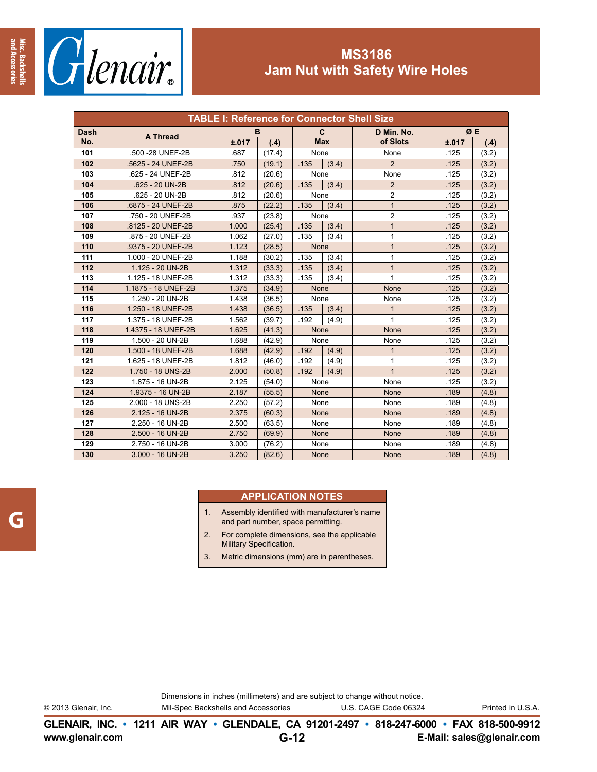# MS3186
## Jam Nut with Safety Wire Holes

**TABLE I: Reference for Connector Shell Size**

| Dash No. | A Thread | B | | C Max | | D Min. No. of Slots | Ø E | |
|---|---|---|---|---|---|---|---|---|
| | | ±.017 | (.4) | | | | ±.017 | (.4) |
| 101 | .500 -28 UNEF-2B | .687 | (17.4) | None | | None | .125 | (3.2) |
| 102 | .5625 - 24 UNEF-2B | .750 | (19.1) | .135 | (3.4) | 2 | .125 | (3.2) |
| 103 | .625 - 24 UNEF-2B | .812 | (20.6) | None | | None | .125 | (3.2) |
| 104 | .625 - 20 UN-2B | .812 | (20.6) | .135 | (3.4) | 2 | .125 | (3.2) |
| 105 | .625 - 20 UN-2B | .812 | (20.6) | None | | 2 | .125 | (3.2) |
| 106 | .6875 - 24 UNEF-2B | .875 | (22.2) | .135 | (3.4) | 1 | .125 | (3.2) |
| 107 | .750 - 20 UNEF-2B | .937 | (23.8) | None | | 2 | .125 | (3.2) |
| 108 | .8125 - 20 UNEF-2B | 1.000 | (25.4) | .135 | (3.4) | 1 | .125 | (3.2) |
| 109 | .875 - 20 UNEF-2B | 1.062 | (27.0) | .135 | (3.4) | 1 | .125 | (3.2) |
| 110 | .9375 - 20 UNEF-2B | 1.123 | (28.5) | None | | 1 | .125 | (3.2) |
| 111 | 1.000 - 20 UNEF-2B | 1.188 | (30.2) | .135 | (3.4) | 1 | .125 | (3.2) |
| 112 | 1.125 - 20 UN-2B | 1.312 | (33.3) | .135 | (3.4) | 1 | .125 | (3.2) |
| 113 | 1.125 - 18 UNEF-2B | 1.312 | (33.3) | .135 | (3.4) | 1 | .125 | (3.2) |
| 114 | 1.1875 - 18 UNEF-2B | 1.375 | (34.9) | None | | None | .125 | (3.2) |
| 115 | 1.250 - 20 UN-2B | 1.438 | (36.5) | None | | None | .125 | (3.2) |
| 116 | 1.250 - 18 UNEF-2B | 1.438 | (36.5) | .135 | (3.4) | 1 | .125 | (3.2) |
| 117 | 1.375 - 18 UNEF-2B | 1.562 | (39.7) | .192 | (4.9) | 1 | .125 | (3.2) |
| 118 | 1.4375 - 18 UNEF-2B | 1.625 | (41.3) | None | | None | .125 | (3.2) |
| 119 | 1.500 - 20 UN-2B | 1.688 | (42.9) | None | | None | .125 | (3.2) |
| 120 | 1.500 - 18 UNEF-2B | 1.688 | (42.9) | .192 | (4.9) | 1 | .125 | (3.2) |
| 121 | 1.625 - 18 UNEF-2B | 1.812 | (46.0) | .192 | (4.9) | 1 | .125 | (3.2) |
| 122 | 1.750 - 18 UNS-2B | 2.000 | (50.8) | .192 | (4.9) | 1 | .125 | (3.2) |
| 123 | 1.875 - 16 UN-2B | 2.125 | (54.0) | None | | None | .125 | (3.2) |
| 124 | 1.9375 - 16 UN-2B | 2.187 | (55.5) | None | | None | .189 | (4.8) |
| 125 | 2.000 - 18 UNS-2B | 2.250 | (57.2) | None | | None | .189 | (4.8) |
| 126 | 2.125 - 16 UN-2B | 2.375 | (60.3) | None | | None | .189 | (4.8) |
| 127 | 2.250 - 16 UN-2B | 2.500 | (63.5) | None | | None | .189 | (4.8) |
| 128 | 2.500 - 16 UN-2B | 2.750 | (69.9) | None | | None | .189 | (4.8) |
| 129 | 2.750 - 16 UN-2B | 3.000 | (76.2) | None | | None | .189 | (4.8) |
| 130 | 3.000 - 16 UN-2B | 3.250 | (82.6) | None | | None | .189 | (4.8) |

**APPLICATION NOTES**

1. Assembly identified with manufacturer's name and part number, space permitting.
2. For complete dimensions, see the applicable Military Specification.
3. Metric dimensions (mm) are in parentheses.